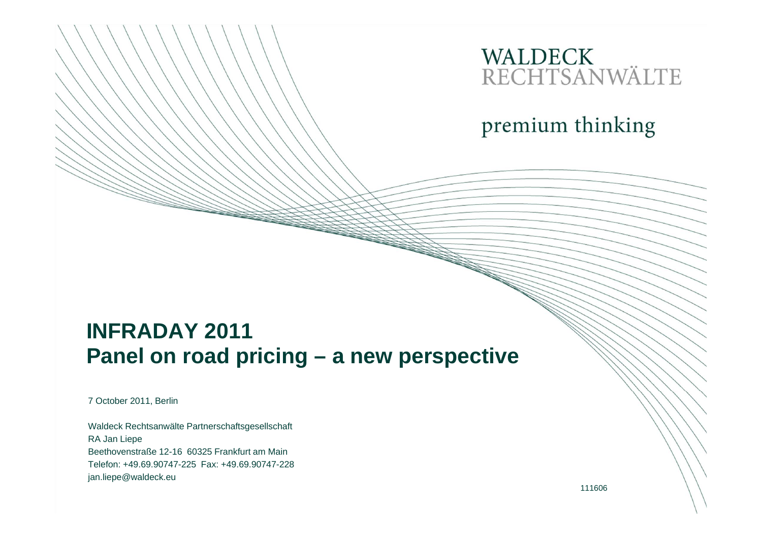WALDECK
RECHTSANWÄLTE

premium thinking

# INFRADAY 2011
# Panel on road pricing – a new perspective

7 October 2011, Berlin

Waldeck Rechtsanwälte Partnerschaftsgesellschaft
RA Jan Liepe
Beethovenstraße 12-16 60325 Frankfurt am Main
Telefon: +49.69.90747-225 Fax: +49.69.90747-228
jan.liepe@waldeck.eu

111606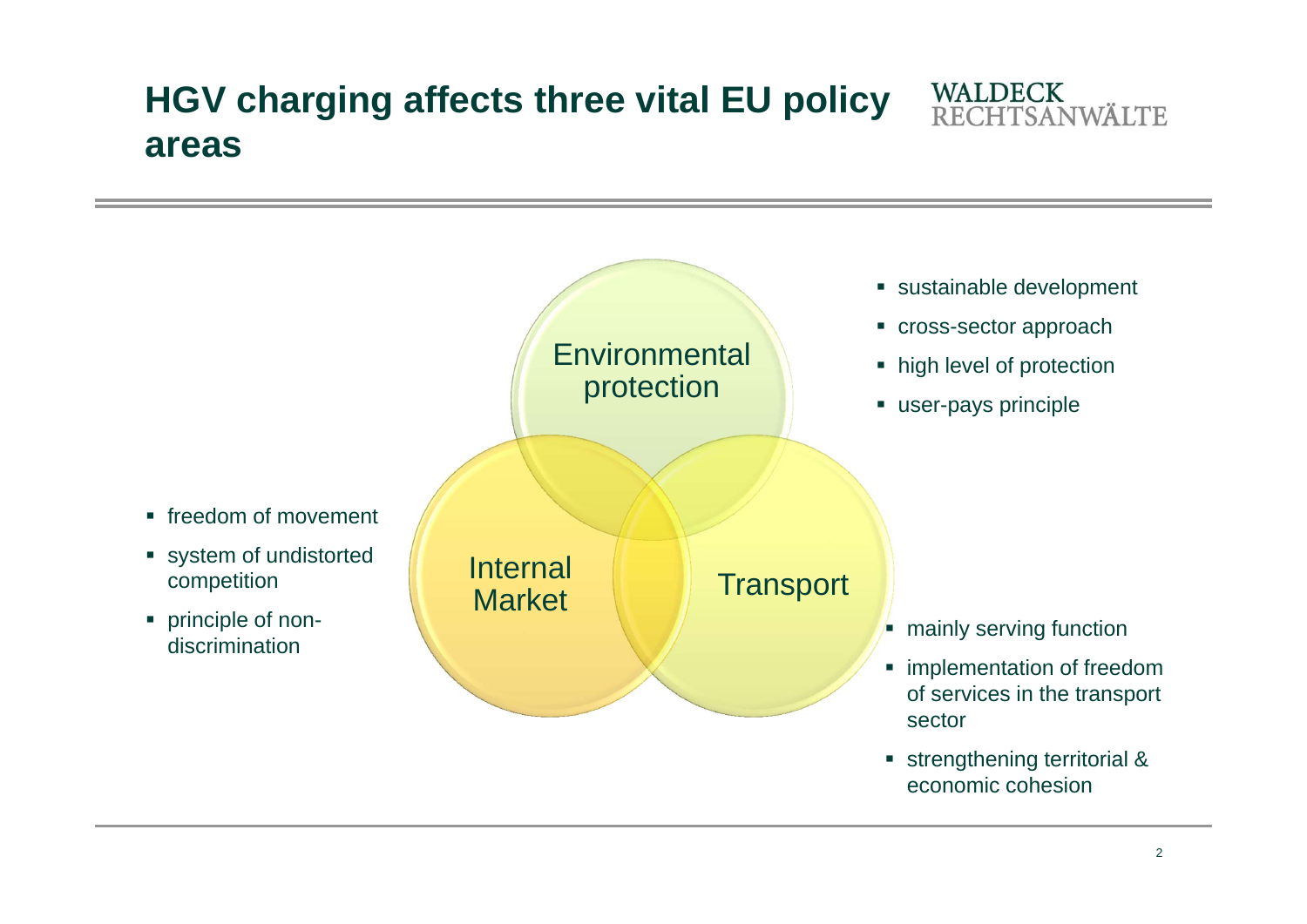# HGV charging affects three vital EU policy areas

## Environmental protection

- sustainable development
- cross-sector approach
- high level of protection
- user-pays principle

## Internal Market

- freedom of movement
- system of undistorted competition
- principle of non-discrimination

## Transport

- mainly serving function
- implementation of freedom of services in the transport sector
- strengthening territorial & economic cohesion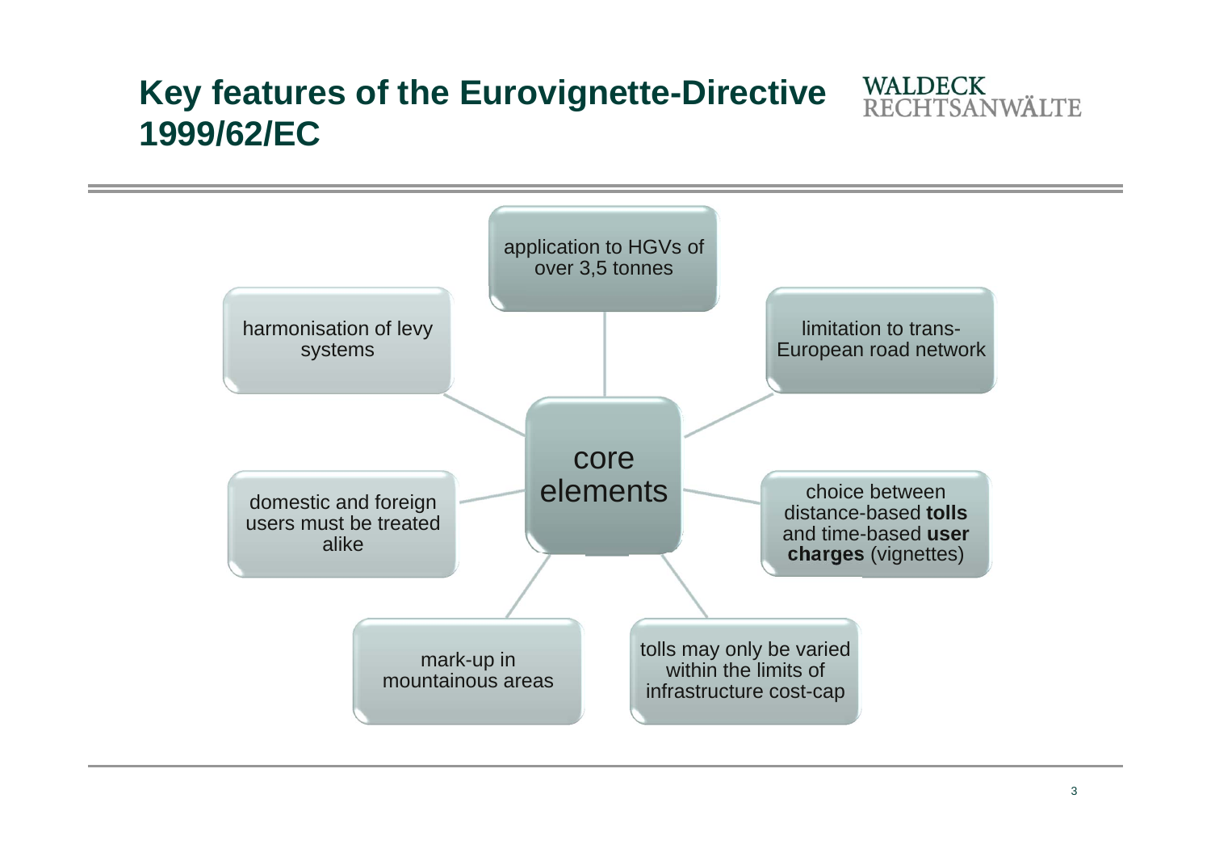# Key features of the Eurovignette-Directive 1999/62/EC

**core elements**

- application to HGVs of over 3,5 tonnes
- limitation to trans-European road network
- choice between distance-based **tolls** and time-based **user charges** (vignettes)
- tolls may only be varied within the limits of infrastructure cost-cap
- mark-up in mountainous areas
- domestic and foreign users must be treated alike
- harmonisation of levy systems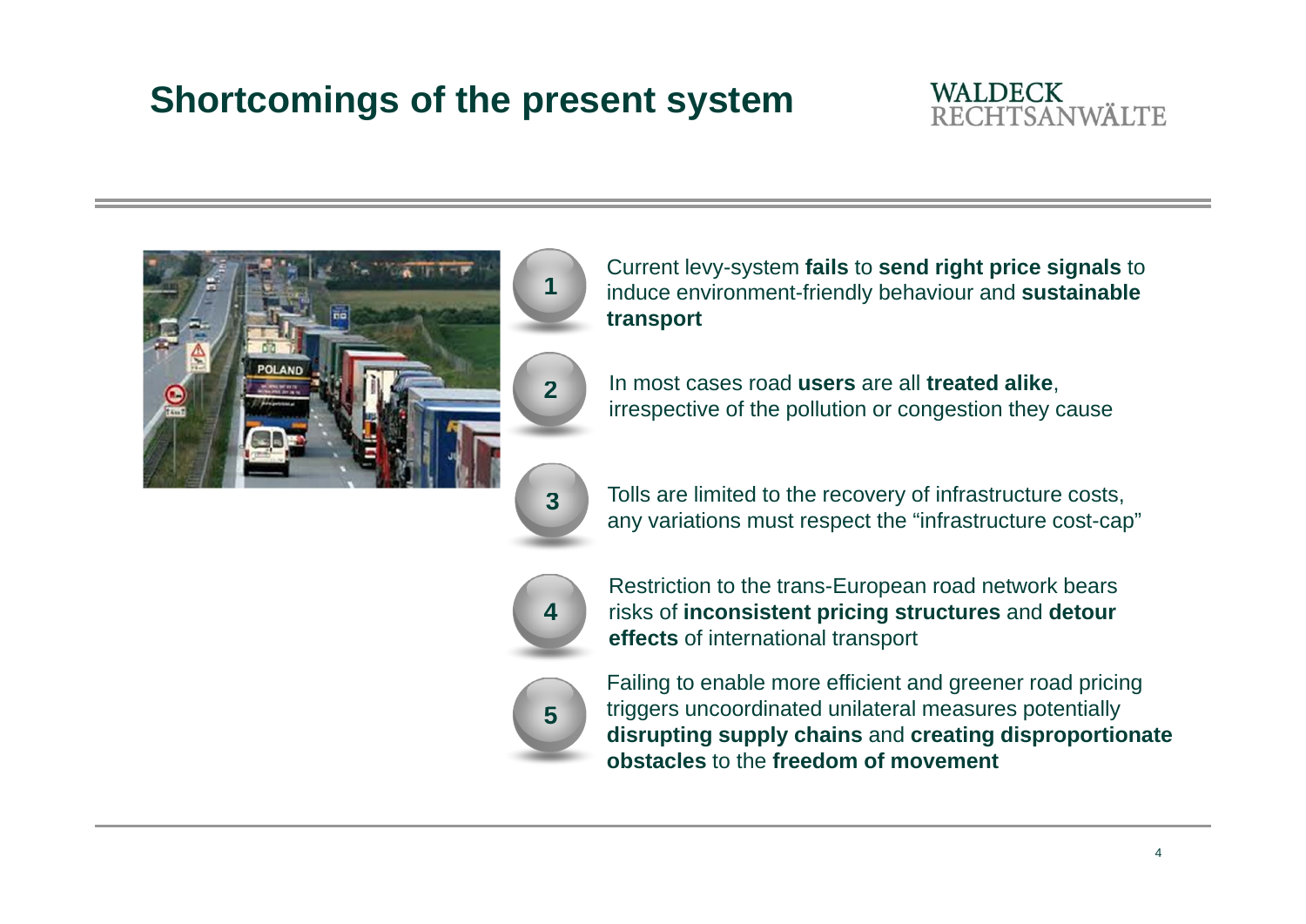# Shortcomings of the present system

1. Current levy-system **fails** to **send right price signals** to induce environment-friendly behaviour and **sustainable transport**
2. In most cases road **users** are all **treated alike**, irrespective of the pollution or congestion they cause
3. Tolls are limited to the recovery of infrastructure costs, any variations must respect the "infrastructure cost-cap"
4. Restriction to the trans-European road network bears risks of **inconsistent pricing structures** and **detour effects** of international transport
5. Failing to enable more efficient and greener road pricing triggers uncoordinated unilateral measures potentially **disrupting supply chains** and **creating disproportionate obstacles** to the **freedom of movement**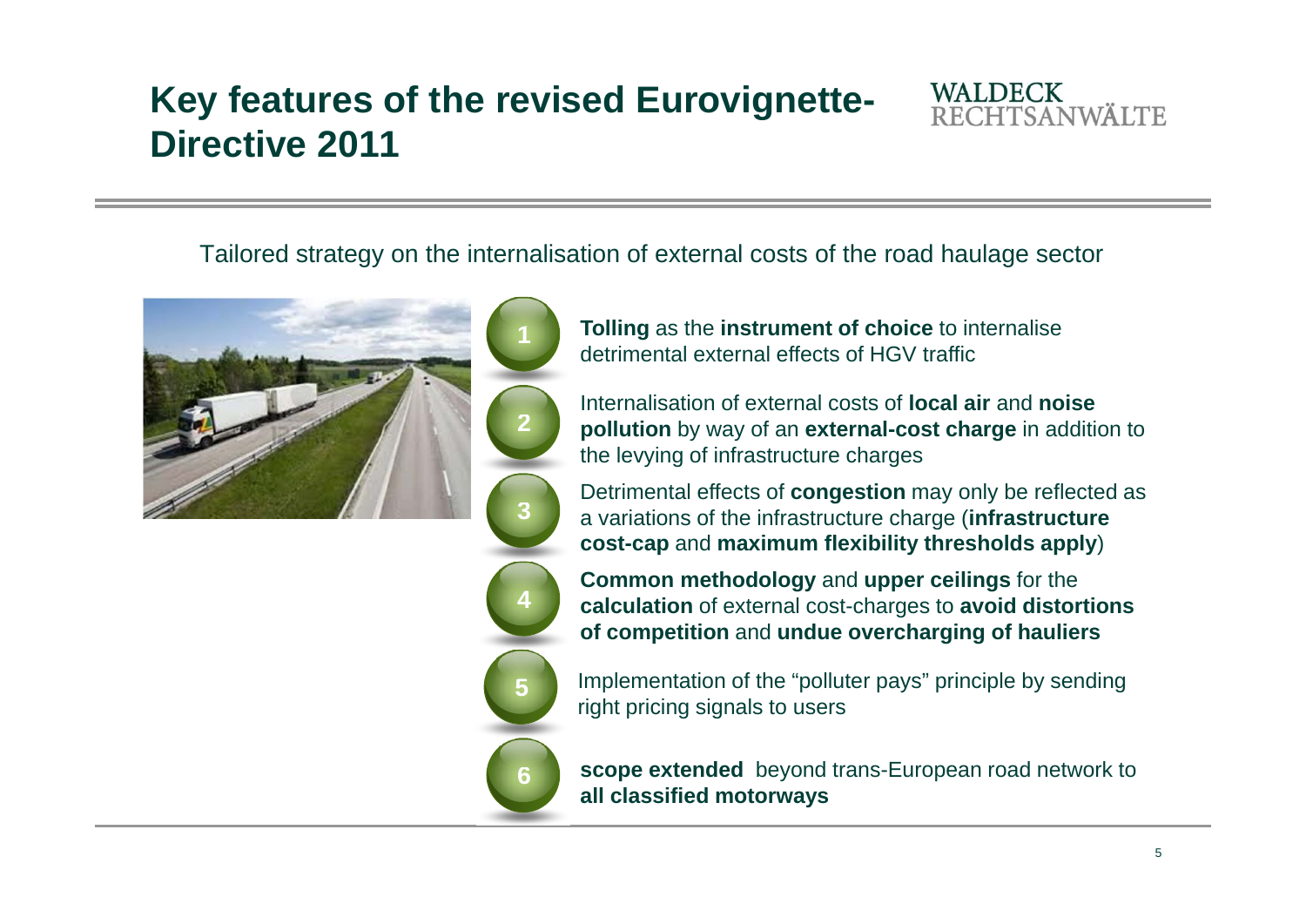# Key features of the revised Eurovignette-Directive 2011

Tailored strategy on the internalisation of external costs of the road haulage sector

1. **Tolling** as the **instrument of choice** to internalise detrimental external effects of HGV traffic
2. Internalisation of external costs of **local air** and **noise pollution** by way of an **external-cost charge** in addition to the levying of infrastructure charges
3. Detrimental effects of **congestion** may only be reflected as a variations of the infrastructure charge (**infrastructure cost-cap** and **maximum flexibility thresholds apply**)
4. **Common methodology** and **upper ceilings** for the **calculation** of external cost-charges to **avoid distortions of competition** and **undue overcharging of hauliers**
5. Implementation of the "polluter pays" principle by sending right pricing signals to users
6. **scope extended** beyond trans-European road network to **all classified motorways**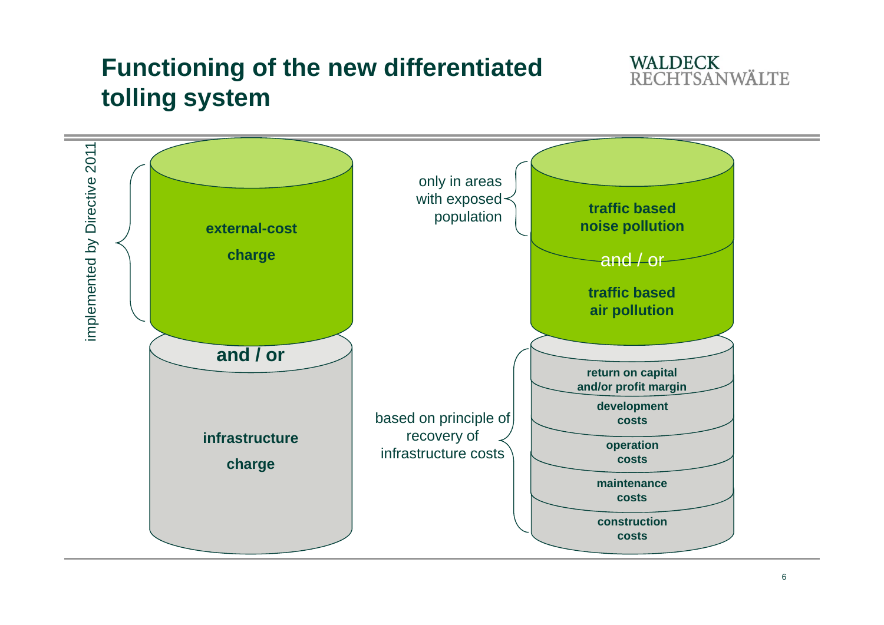# Functioning of the new differentiated tolling system

implemented by Directive 2011

**external-cost charge**

**and / or**

**infrastructure charge**

only in areas with exposed population

**traffic based noise pollution**

and / or

**traffic based air pollution**

based on principle of recovery of infrastructure costs

**return on capital and/or profit margin**

**development costs**

**operation costs**

**maintenance costs**

**construction costs**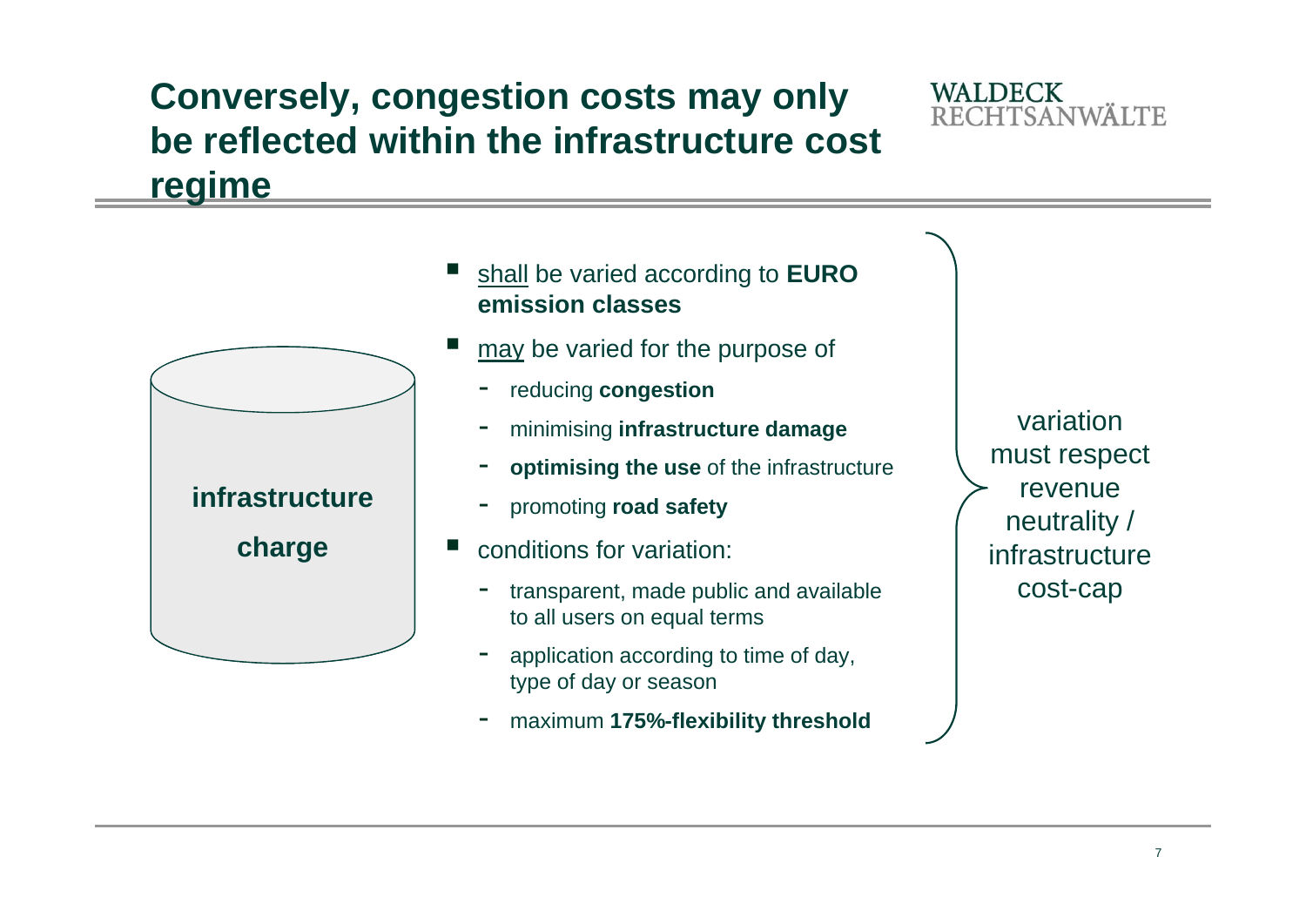# Conversely, congestion costs may only be reflected within the infrastructure cost regime

WALDECK RECHTSANWÄLTE

**infrastructure charge**

- shall be varied according to **EURO emission classes**
- may be varied for the purpose of
  - reducing **congestion**
  - minimising **infrastructure damage**
  - **optimising the use** of the infrastructure
  - promoting **road safety**
- conditions for variation:
  - transparent, made public and available to all users on equal terms
  - application according to time of day, type of day or season
  - maximum **175%-flexibility threshold**

variation must respect revenue neutrality / infrastructure cost-cap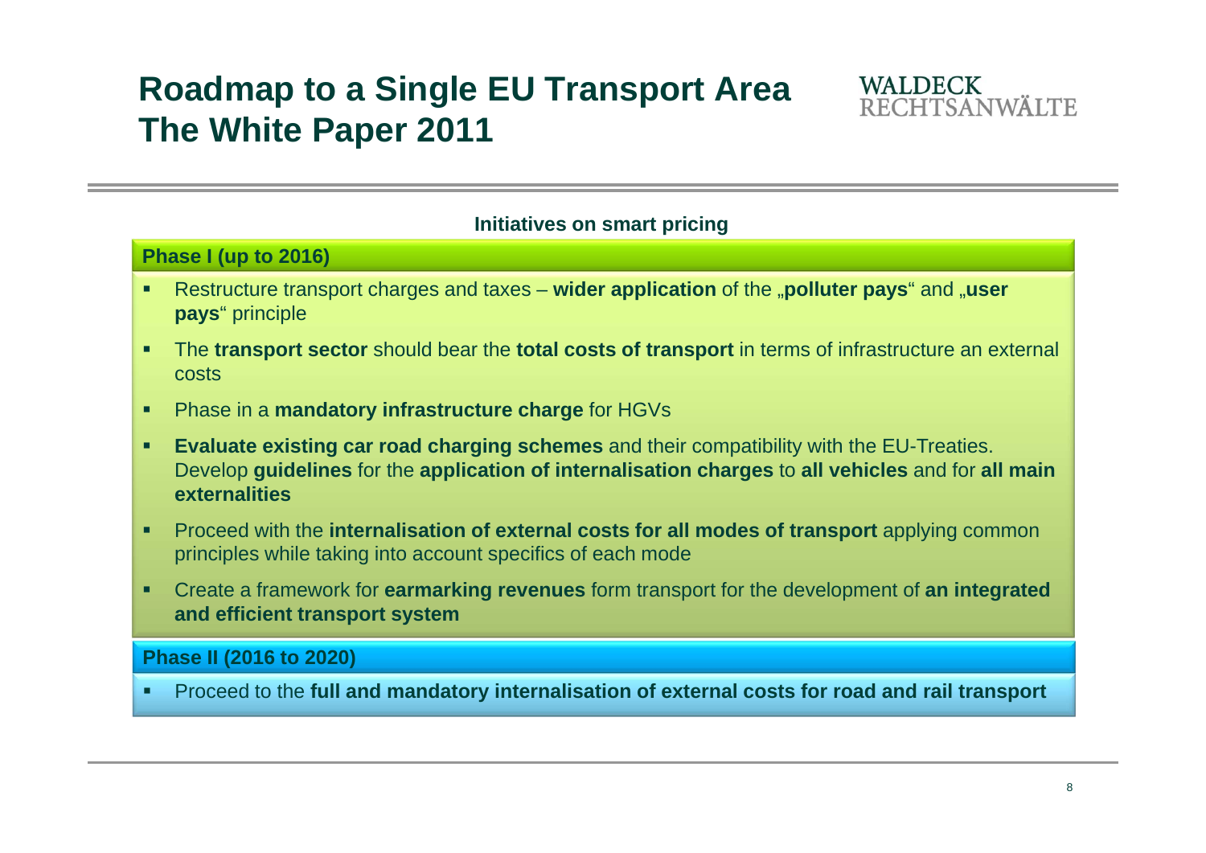# Roadmap to a Single EU Transport Area
# The White Paper 2011

WALDECK RECHTSANWÄLTE

### Initiatives on smart pricing

**Phase I (up to 2016)**

- Restructure transport charges and taxes – **wider application** of the „**polluter pays**“ and „**user pays**“ principle
- The **transport sector** should bear the **total costs of transport** in terms of infrastructure an external costs
- Phase in a **mandatory infrastructure charge** for HGVs
- **Evaluate existing car road charging schemes** and their compatibility with the EU-Treaties. Develop **guidelines** for the **application of internalisation charges** to **all vehicles** and for **all main externalities**
- Proceed with the **internalisation of external costs for all modes of transport** applying common principles while taking into account specifics of each mode
- Create a framework for **earmarking revenues** form transport for the development of **an integrated and efficient transport system**

**Phase II (2016 to 2020)**

- Proceed to the **full and mandatory internalisation of external costs for road and rail transport**